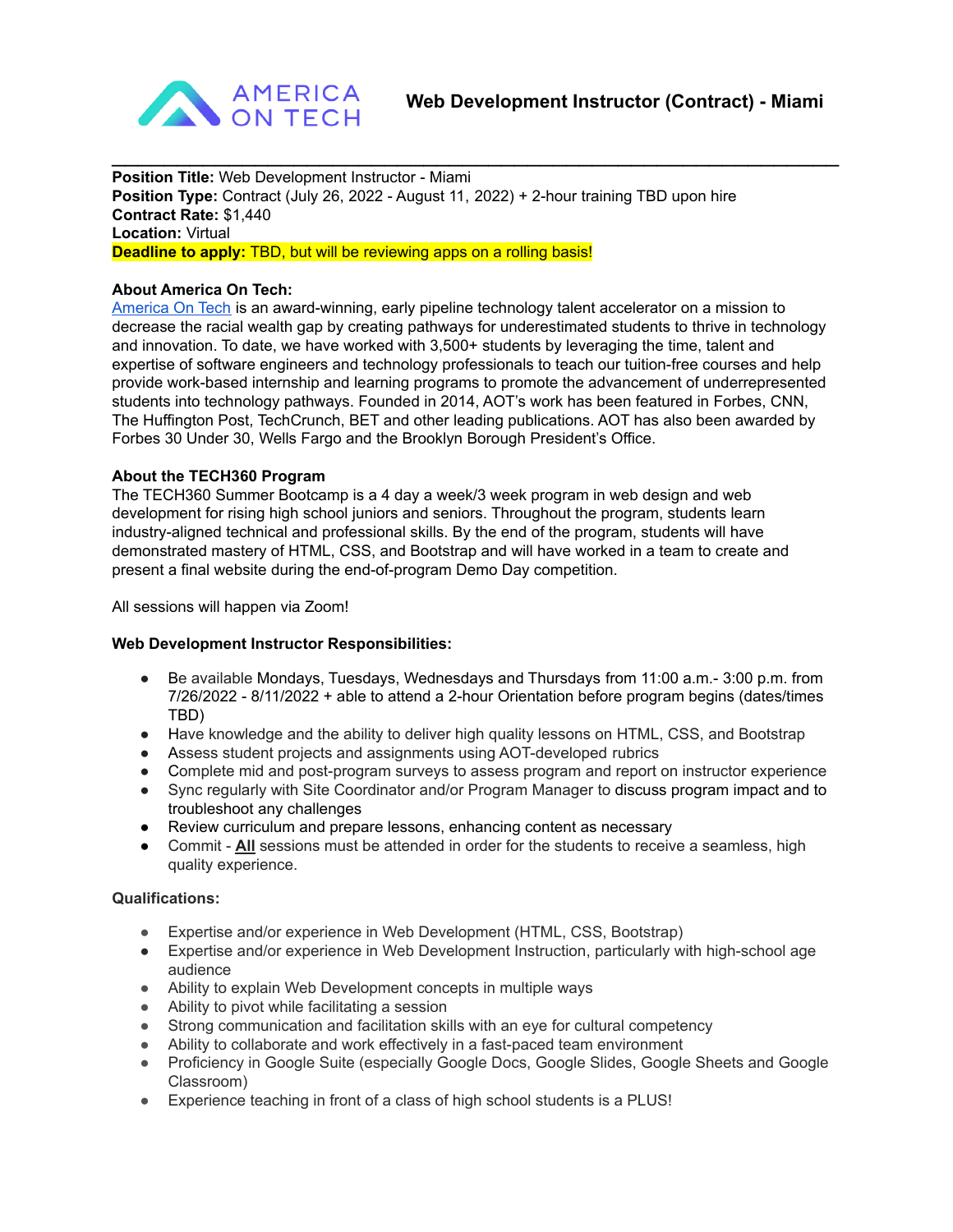AMERICA ON TECH

# Web Development Instructor (Contract) - Miami

---

**Position Title:** Web Development Instructor - Miami
**Position Type:** Contract (July 26, 2022 - August 11, 2022) + 2-hour training TBD upon hire
**Contract Rate:** $1,440
**Location:** Virtual
**Deadline to apply:** TBD, but will be reviewing apps on a rolling basis!

**About America On Tech:**

America On Tech is an award-winning, early pipeline technology talent accelerator on a mission to decrease the racial wealth gap by creating pathways for underestimated students to thrive in technology and innovation. To date, we have worked with 3,500+ students by leveraging the time, talent and expertise of software engineers and technology professionals to teach our tuition-free courses and help provide work-based internship and learning programs to promote the advancement of underrepresented students into technology pathways. Founded in 2014, AOT's work has been featured in Forbes, CNN, The Huffington Post, TechCrunch, BET and other leading publications. AOT has also been awarded by Forbes 30 Under 30, Wells Fargo and the Brooklyn Borough President's Office.

**About the TECH360 Program**

The TECH360 Summer Bootcamp is a 4 day a week/3 week program in web design and web development for rising high school juniors and seniors. Throughout the program, students learn industry-aligned technical and professional skills. By the end of the program, students will have demonstrated mastery of HTML, CSS, and Bootstrap and will have worked in a team to create and present a final website during the end-of-program Demo Day competition.

All sessions will happen via Zoom!

**Web Development Instructor Responsibilities:**

- Be available Mondays, Tuesdays, Wednesdays and Thursdays from 11:00 a.m.- 3:00 p.m. from 7/26/2022 - 8/11/2022 + able to attend a 2-hour Orientation before program begins (dates/times TBD)
- Have knowledge and the ability to deliver high quality lessons on HTML, CSS, and Bootstrap
- Assess student projects and assignments using AOT-developed rubrics
- Complete mid and post-program surveys to assess program and report on instructor experience
- Sync regularly with Site Coordinator and/or Program Manager to discuss program impact and to troubleshoot any challenges
- Review curriculum and prepare lessons, enhancing content as necessary
- Commit - **All** sessions must be attended in order for the students to receive a seamless, high quality experience.

**Qualifications:**

- Expertise and/or experience in Web Development (HTML, CSS, Bootstrap)
- Expertise and/or experience in Web Development Instruction, particularly with high-school age audience
- Ability to explain Web Development concepts in multiple ways
- Ability to pivot while facilitating a session
- Strong communication and facilitation skills with an eye for cultural competency
- Ability to collaborate and work effectively in a fast-paced team environment
- Proficiency in Google Suite (especially Google Docs, Google Slides, Google Sheets and Google Classroom)
- Experience teaching in front of a class of high school students is a PLUS!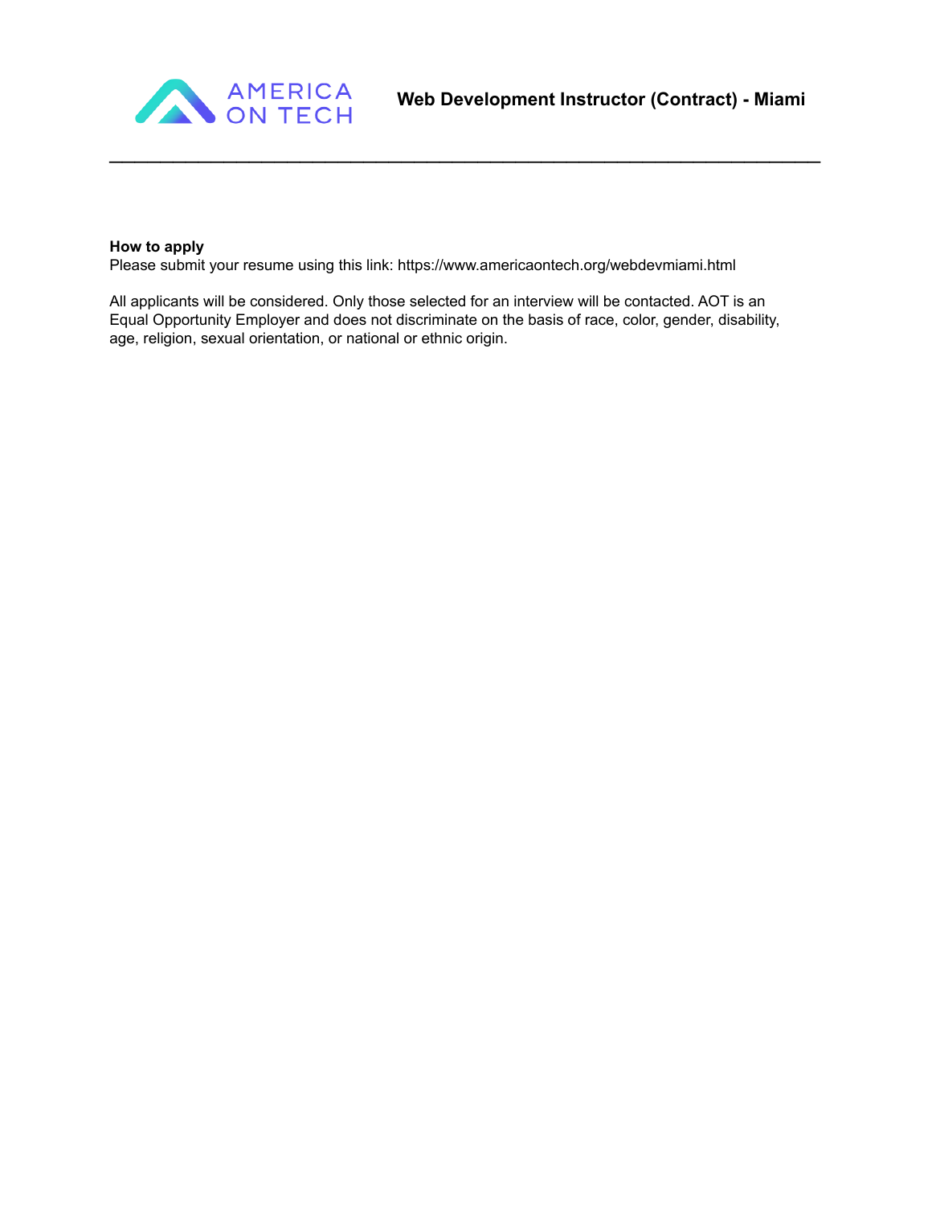**How to apply**
Please submit your resume using this link: https://www.americaontech.org/webdevmiami.html

All applicants will be considered. Only those selected for an interview will be contacted. AOT is an Equal Opportunity Employer and does not discriminate on the basis of race, color, gender, disability, age, religion, sexual orientation, or national or ethnic origin.